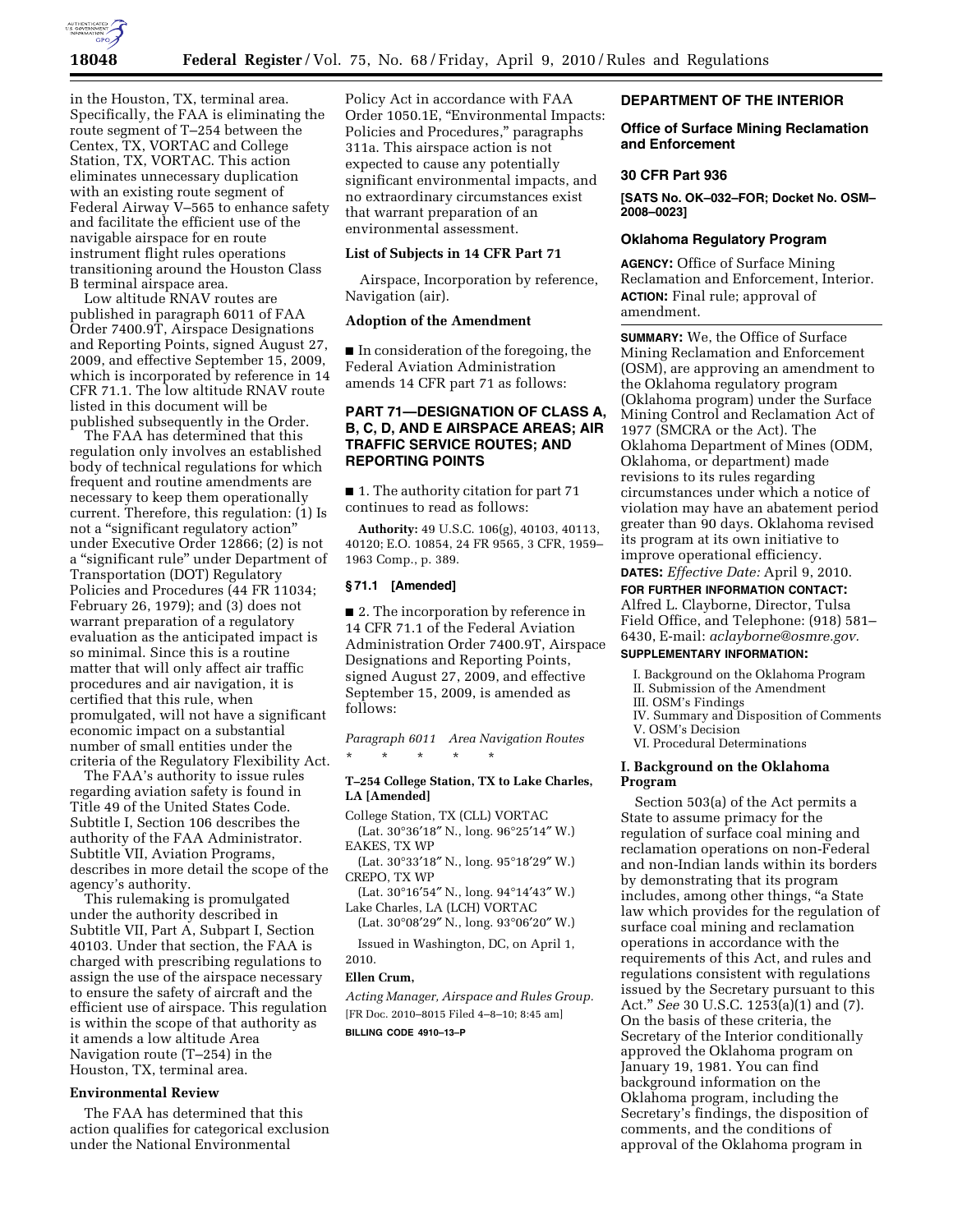in the Houston, TX, terminal area. Specifically, the FAA is eliminating the route segment of T–254 between the Centex, TX, VORTAC and College Station, TX, VORTAC. This action eliminates unnecessary duplication with an existing route segment of Federal Airway V–565 to enhance safety and facilitate the efficient use of the navigable airspace for en route instrument flight rules operations transitioning around the Houston Class B terminal airspace area.

Low altitude RNAV routes are published in paragraph 6011 of FAA Order 7400.9T, Airspace Designations and Reporting Points, signed August 27, 2009, and effective September 15, 2009, which is incorporated by reference in 14 CFR 71.1. The low altitude RNAV route listed in this document will be published subsequently in the Order.

The FAA has determined that this regulation only involves an established body of technical regulations for which frequent and routine amendments are necessary to keep them operationally current. Therefore, this regulation: (1) Is not a "significant regulatory action" under Executive Order 12866; (2) is not a "significant rule" under Department of Transportation (DOT) Regulatory Policies and Procedures (44 FR 11034; February 26, 1979); and (3) does not warrant preparation of a regulatory evaluation as the anticipated impact is so minimal. Since this is a routine matter that will only affect air traffic procedures and air navigation, it is certified that this rule, when promulgated, will not have a significant economic impact on a substantial number of small entities under the criteria of the Regulatory Flexibility Act.

The FAA's authority to issue rules regarding aviation safety is found in Title 49 of the United States Code. Subtitle I, Section 106 describes the authority of the FAA Administrator. Subtitle VII, Aviation Programs, describes in more detail the scope of the agency's authority.

This rulemaking is promulgated under the authority described in Subtitle VII, Part A, Subpart I, Section 40103. Under that section, the FAA is charged with prescribing regulations to assign the use of the airspace necessary to ensure the safety of aircraft and the efficient use of airspace. This regulation is within the scope of that authority as it amends a low altitude Area Navigation route (T–254) in the Houston, TX, terminal area.

### Environmental Review

The FAA has determined that this action qualifies for categorical exclusion under the National Environmental Policy Act in accordance with FAA Order 1050.1E, "Environmental Impacts: Policies and Procedures," paragraphs 311a. This airspace action is not expected to cause any potentially significant environmental impacts, and no extraordinary circumstances exist that warrant preparation of an environmental assessment.

### List of Subjects in 14 CFR Part 71

Airspace, Incorporation by reference, Navigation (air).

### Adoption of the Amendment

■ In consideration of the foregoing, the Federal Aviation Administration amends 14 CFR part 71 as follows:

## PART 71—DESIGNATION OF CLASS A, B, C, D, AND E AIRSPACE AREAS; AIR TRAFFIC SERVICE ROUTES; AND REPORTING POINTS

■ 1. The authority citation for part 71 continues to read as follows:

**Authority:** 49 U.S.C. 106(g), 40103, 40113, 40120; E.O. 10854, 24 FR 9565, 3 CFR, 1959–1963 Comp., p. 389.

### §71.1 [Amended]

■ 2. The incorporation by reference in 14 CFR 71.1 of the Federal Aviation Administration Order 7400.9T, Airspace Designations and Reporting Points, signed August 27, 2009, and effective September 15, 2009, is amended as follows:

*Paragraph 6011 Area Navigation Routes*

\* \* \* \* \*

**T–254 College Station, TX to Lake Charles, LA [Amended]**

College Station, TX (CLL) VORTAC
(Lat. 30°36′18″ N., long. 96°25′14″ W.)
EAKES, TX WP
(Lat. 30°33′18″ N., long. 95°18′29″ W.)
CREPO, TX WP
(Lat. 30°16′54″ N., long. 94°14′43″ W.)
Lake Charles, LA (LCH) VORTAC
(Lat. 30°08′29″ N., long. 93°06′20″ W.)

Issued in Washington, DC, on April 1, 2010.

**Ellen Crum,**

*Acting Manager, Airspace and Rules Group.*

[FR Doc. 2010–8015 Filed 4–8–10; 8:45 am]

**BILLING CODE 4910–13–P**

## DEPARTMENT OF THE INTERIOR

### Office of Surface Mining Reclamation and Enforcement

### 30 CFR Part 936

**[SATS No. OK–032–FOR; Docket No. OSM–2008–0023]**

### Oklahoma Regulatory Program

**AGENCY:** Office of Surface Mining Reclamation and Enforcement, Interior.

**ACTION:** Final rule; approval of amendment.

**SUMMARY:** We, the Office of Surface Mining Reclamation and Enforcement (OSM), are approving an amendment to the Oklahoma regulatory program (Oklahoma program) under the Surface Mining Control and Reclamation Act of 1977 (SMCRA or the Act). The Oklahoma Department of Mines (ODM, Oklahoma, or department) made revisions to its rules regarding circumstances under which a notice of violation may have an abatement period greater than 90 days. Oklahoma revised its program at its own initiative to improve operational efficiency.

**DATES:** *Effective Date:* April 9, 2010.

**FOR FURTHER INFORMATION CONTACT:** Alfred L. Clayborne, Director, Tulsa Field Office, and Telephone: (918) 581–6430, E-mail: *aclayborne@osmre.gov.*

**SUPPLEMENTARY INFORMATION:**

I. Background on the Oklahoma Program
II. Submission of the Amendment
III. OSM's Findings
IV. Summary and Disposition of Comments
V. OSM's Decision
VI. Procedural Determinations

### I. Background on the Oklahoma Program

Section 503(a) of the Act permits a State to assume primacy for the regulation of surface coal mining and reclamation operations on non-Federal and non-Indian lands within its borders by demonstrating that its program includes, among other things, "a State law which provides for the regulation of surface coal mining and reclamation operations in accordance with the requirements of this Act, and rules and regulations consistent with regulations issued by the Secretary pursuant to this Act." *See* 30 U.S.C. 1253(a)(1) and (7). On the basis of these criteria, the Secretary of the Interior conditionally approved the Oklahoma program on January 19, 1981. You can find background information on the Oklahoma program, including the Secretary's findings, the disposition of comments, and the conditions of approval of the Oklahoma program in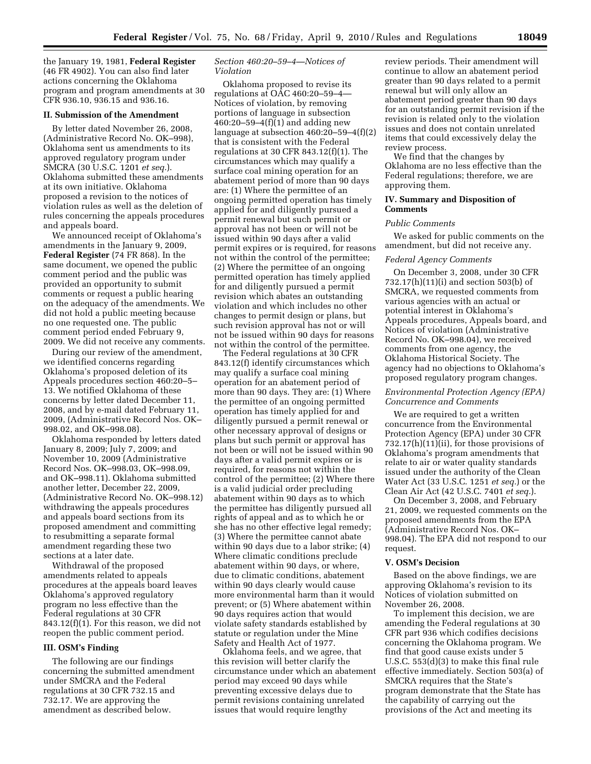the January 19, 1981, **Federal Register** (46 FR 4902). You can also find later actions concerning the Oklahoma program and program amendments at 30 CFR 936.10, 936.15 and 936.16.

## II. Submission of the Amendment

By letter dated November 26, 2008, (Administrative Record No. OK–998), Oklahoma sent us amendments to its approved regulatory program under SMCRA (30 U.S.C. 1201 *et seq.*). Oklahoma submitted these amendments at its own initiative. Oklahoma proposed a revision to the notices of violation rules as well as the deletion of rules concerning the appeals procedures and appeals board.

We announced receipt of Oklahoma's amendments in the January 9, 2009, **Federal Register** (74 FR 868). In the same document, we opened the public comment period and the public was provided an opportunity to submit comments or request a public hearing on the adequacy of the amendments. We did not hold a public meeting because no one requested one. The public comment period ended February 9, 2009. We did not receive any comments.

During our review of the amendment, we identified concerns regarding Oklahoma's proposed deletion of its Appeals procedures section 460:20–5–13. We notified Oklahoma of these concerns by letter dated December 11, 2008, and by e-mail dated February 11, 2009, (Administrative Record Nos. OK–998.02, and OK–998.08).

Oklahoma responded by letters dated January 8, 2009; July 7, 2009; and November 10, 2009 (Administrative Record Nos. OK–998.03, OK–998.09, and OK–998.11). Oklahoma submitted another letter, December 22, 2009, (Administrative Record No. OK–998.12) withdrawing the appeals procedures and appeals board sections from its proposed amendment and committing to resubmitting a separate formal amendment regarding these two sections at a later date.

Withdrawal of the proposed amendments related to appeals procedures at the appeals board leaves Oklahoma's approved regulatory program no less effective than the Federal regulations at 30 CFR 843.12(f)(1). For this reason, we did not reopen the public comment period.

## III. OSM's Finding

The following are our findings concerning the submitted amendment under SMCRA and the Federal regulations at 30 CFR 732.15 and 732.17. We are approving the amendment as described below.

### *Section 460:20–59–4—Notices of Violation*

Oklahoma proposed to revise its regulations at OAC 460:20–59–4—Notices of violation, by removing portions of language in subsection 460:20–59–4(f)(1) and adding new language at subsection 460:20–59–4(f)(2) that is consistent with the Federal regulations at 30 CFR 843.12(f)(1). The circumstances which may qualify a surface coal mining operation for an abatement period of more than 90 days are: (1) Where the permittee of an ongoing permitted operation has timely applied for and diligently pursued a permit renewal but such permit or approval has not been or will not be issued within 90 days after a valid permit expires or is required, for reasons not within the control of the permittee; (2) Where the permittee of an ongoing permitted operation has timely applied for and diligently pursued a permit revision which abates an outstanding violation and which includes no other changes to permit design or plans, but such revision approval has not or will not be issued within 90 days for reasons not within the control of the permittee.

The Federal regulations at 30 CFR 843.12(f) identify circumstances which may qualify a surface coal mining operation for an abatement period of more than 90 days. They are: (1) Where the permittee of an ongoing permitted operation has timely applied for and diligently pursued a permit renewal or other necessary approval of designs or plans but such permit or approval has not been or will not be issued within 90 days after a valid permit expires or is required, for reasons not within the control of the permittee; (2) Where there is a valid judicial order precluding abatement within 90 days as to which the permittee has diligently pursued all rights of appeal and as to which he or she has no other effective legal remedy; (3) Where the permittee cannot abate within 90 days due to a labor strike; (4) Where climatic conditions preclude abatement within 90 days, or where, due to climatic conditions, abatement within 90 days clearly would cause more environmental harm than it would prevent; or (5) Where abatement within 90 days requires action that would violate safety standards established by statute or regulation under the Mine Safety and Health Act of 1977.

Oklahoma feels, and we agree, that this revision will better clarify the circumstance under which an abatement period may exceed 90 days while preventing excessive delays due to permit revisions containing unrelated issues that would require lengthy review periods. Their amendment will continue to allow an abatement period greater than 90 days related to a permit renewal but will only allow an abatement period greater than 90 days for an outstanding permit revision if the revision is related only to the violation issues and does not contain unrelated items that could excessively delay the review process.

We find that the changes by Oklahoma are no less effective than the Federal regulations; therefore, we are approving them.

## IV. Summary and Disposition of Comments

### *Public Comments*

We asked for public comments on the amendment, but did not receive any.

### *Federal Agency Comments*

On December 3, 2008, under 30 CFR 732.17(h)(11)(i) and section 503(b) of SMCRA, we requested comments from various agencies with an actual or potential interest in Oklahoma's Appeals procedures, Appeals board, and Notices of violation (Administrative Record No. OK–998.04), we received comments from one agency, the Oklahoma Historical Society. The agency had no objections to Oklahoma's proposed regulatory program changes.

### *Environmental Protection Agency (EPA) Concurrence and Comments*

We are required to get a written concurrence from the Environmental Protection Agency (EPA) under 30 CFR 732.17(h)(11)(ii), for those provisions of Oklahoma's program amendments that relate to air or water quality standards issued under the authority of the Clean Water Act (33 U.S.C. 1251 *et seq.*) or the Clean Air Act (42 U.S.C. 7401 *et seq.*).

On December 3, 2008, and February 21, 2009, we requested comments on the proposed amendments from the EPA (Administrative Record Nos. OK–998.04). The EPA did not respond to our request.

## V. OSM's Decision

Based on the above findings, we are approving Oklahoma's revision to its Notices of violation submitted on November 26, 2008.

To implement this decision, we are amending the Federal regulations at 30 CFR part 936 which codifies decisions concerning the Oklahoma program. We find that good cause exists under 5 U.S.C. 553(d)(3) to make this final rule effective immediately. Section 503(a) of SMCRA requires that the State's program demonstrate that the State has the capability of carrying out the provisions of the Act and meeting its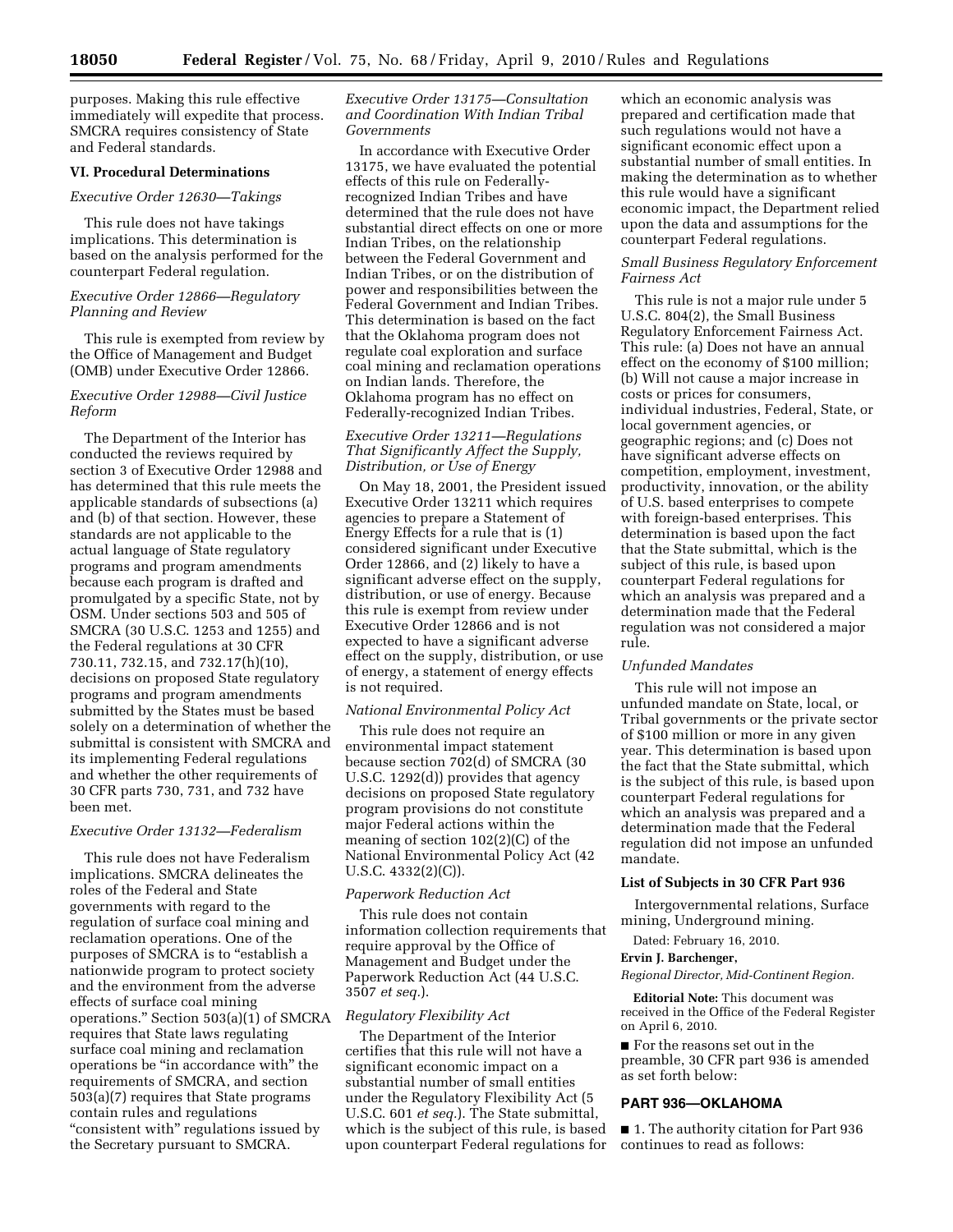purposes. Making this rule effective immediately will expedite that process. SMCRA requires consistency of State and Federal standards.

### VI. Procedural Determinations

*Executive Order 12630—Takings*

This rule does not have takings implications. This determination is based on the analysis performed for the counterpart Federal regulation.

*Executive Order 12866—Regulatory Planning and Review*

This rule is exempted from review by the Office of Management and Budget (OMB) under Executive Order 12866.

*Executive Order 12988—Civil Justice Reform*

The Department of the Interior has conducted the reviews required by section 3 of Executive Order 12988 and has determined that this rule meets the applicable standards of subsections (a) and (b) of that section. However, these standards are not applicable to the actual language of State regulatory programs and program amendments because each program is drafted and promulgated by a specific State, not by OSM. Under sections 503 and 505 of SMCRA (30 U.S.C. 1253 and 1255) and the Federal regulations at 30 CFR 730.11, 732.15, and 732.17(h)(10), decisions on proposed State regulatory programs and program amendments submitted by the States must be based solely on a determination of whether the submittal is consistent with SMCRA and its implementing Federal regulations and whether the other requirements of 30 CFR parts 730, 731, and 732 have been met.

*Executive Order 13132—Federalism*

This rule does not have Federalism implications. SMCRA delineates the roles of the Federal and State governments with regard to the regulation of surface coal mining and reclamation operations. One of the purposes of SMCRA is to "establish a nationwide program to protect society and the environment from the adverse effects of surface coal mining operations." Section 503(a)(1) of SMCRA requires that State laws regulating surface coal mining and reclamation operations be "in accordance with" the requirements of SMCRA, and section 503(a)(7) requires that State programs contain rules and regulations "consistent with" regulations issued by the Secretary pursuant to SMCRA.

*Executive Order 13175—Consultation and Coordination With Indian Tribal Governments*

In accordance with Executive Order 13175, we have evaluated the potential effects of this rule on Federally-recognized Indian Tribes and have determined that the rule does not have substantial direct effects on one or more Indian Tribes, on the relationship between the Federal Government and Indian Tribes, or on the distribution of power and responsibilities between the Federal Government and Indian Tribes. This determination is based on the fact that the Oklahoma program does not regulate coal exploration and surface coal mining and reclamation operations on Indian lands. Therefore, the Oklahoma program has no effect on Federally-recognized Indian Tribes.

*Executive Order 13211—Regulations That Significantly Affect the Supply, Distribution, or Use of Energy*

On May 18, 2001, the President issued Executive Order 13211 which requires agencies to prepare a Statement of Energy Effects for a rule that is (1) considered significant under Executive Order 12866, and (2) likely to have a significant adverse effect on the supply, distribution, or use of energy. Because this rule is exempt from review under Executive Order 12866 and is not expected to have a significant adverse effect on the supply, distribution, or use of energy, a statement of energy effects is not required.

*National Environmental Policy Act*

This rule does not require an environmental impact statement because section 702(d) of SMCRA (30 U.S.C. 1292(d)) provides that agency decisions on proposed State regulatory program provisions do not constitute major Federal actions within the meaning of section 102(2)(C) of the National Environmental Policy Act (42 U.S.C. 4332(2)(C)).

*Paperwork Reduction Act*

This rule does not contain information collection requirements that require approval by the Office of Management and Budget under the Paperwork Reduction Act (44 U.S.C. 3507 *et seq.*).

*Regulatory Flexibility Act*

The Department of the Interior certifies that this rule will not have a significant economic impact on a substantial number of small entities under the Regulatory Flexibility Act (5 U.S.C. 601 *et seq.*). The State submittal, which is the subject of this rule, is based upon counterpart Federal regulations for which an economic analysis was prepared and certification made that such regulations would not have a significant economic effect upon a substantial number of small entities. In making the determination as to whether this rule would have a significant economic impact, the Department relied upon the data and assumptions for the counterpart Federal regulations.

*Small Business Regulatory Enforcement Fairness Act*

This rule is not a major rule under 5 U.S.C. 804(2), the Small Business Regulatory Enforcement Fairness Act. This rule: (a) Does not have an annual effect on the economy of $100 million; (b) Will not cause a major increase in costs or prices for consumers, individual industries, Federal, State, or local government agencies, or geographic regions; and (c) Does not have significant adverse effects on competition, employment, investment, productivity, innovation, or the ability of U.S. based enterprises to compete with foreign-based enterprises. This determination is based upon the fact that the State submittal, which is the subject of this rule, is based upon counterpart Federal regulations for which an analysis was prepared and a determination made that the Federal regulation was not considered a major rule.

*Unfunded Mandates*

This rule will not impose an unfunded mandate on State, local, or Tribal governments or the private sector of $100 million or more in any given year. This determination is based upon the fact that the State submittal, which is the subject of this rule, is based upon counterpart Federal regulations for which an analysis was prepared and a determination made that the Federal regulation did not impose an unfunded mandate.

#### List of Subjects in 30 CFR Part 936

Intergovernmental relations, Surface mining, Underground mining.

Dated: February 16, 2010.

**Ervin J. Barchenger,**

*Regional Director, Mid-Continent Region.*

**Editorial Note:** This document was received in the Office of the Federal Register on April 6, 2010.

■ For the reasons set out in the preamble, 30 CFR part 936 is amended as set forth below:

#### PART 936—OKLAHOMA

■ 1. The authority citation for Part 936 continues to read as follows: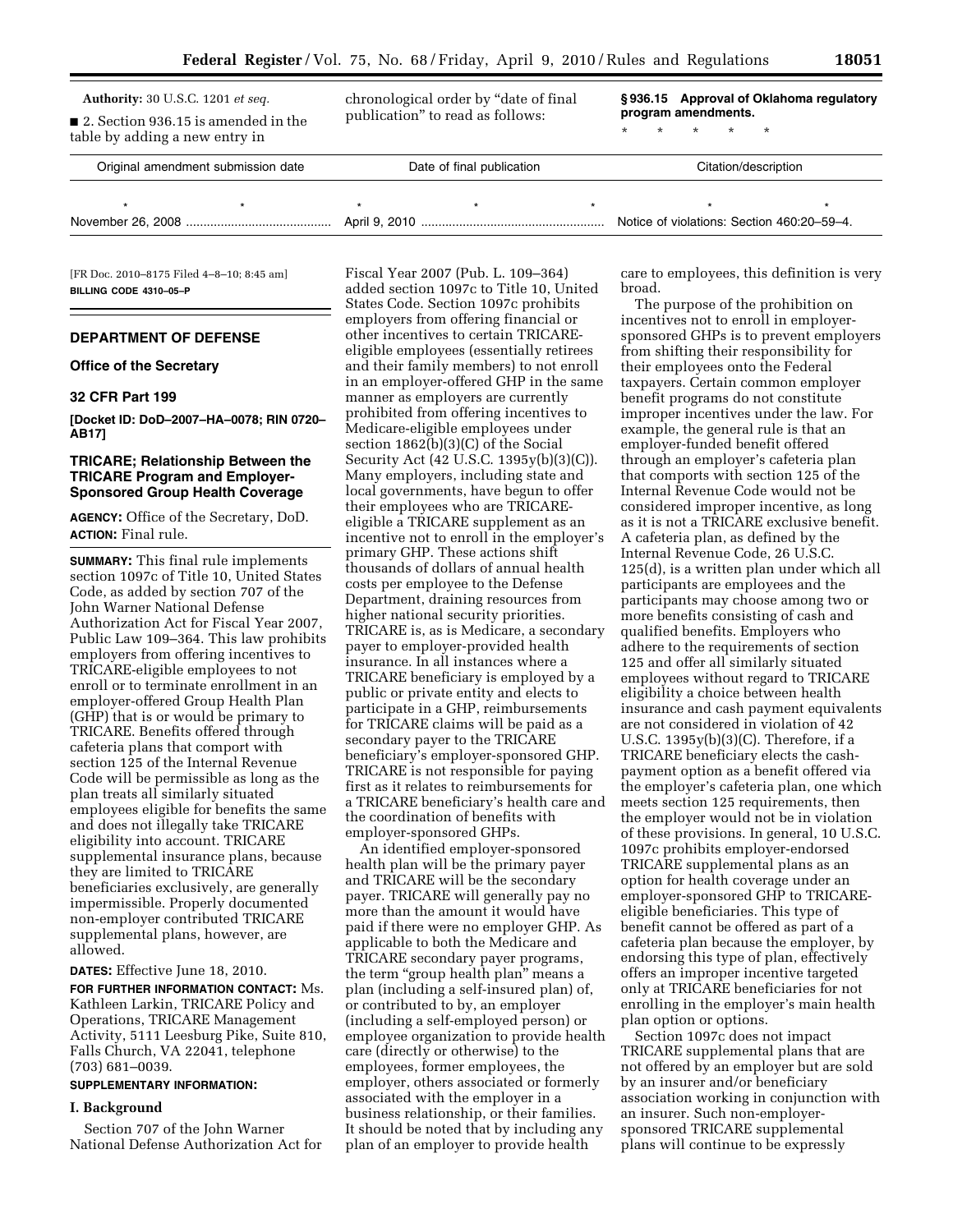**Authority:** 30 U.S.C. 1201 *et seq.*

■ 2. Section 936.15 is amended in the table by adding a new entry in chronological order by "date of final publication" to read as follows:

**§ 936.15 Approval of Oklahoma regulatory program amendments.**

\* \* \* \* \*

| Original amendment submission date | Date of final publication | Citation/description |
|---|---|---|
| \* \* | \* \* \* | \* \* |
| November 26, 2008 | April 9, 2010 | Notice of violations: Section 460:20–59–4. |

[FR Doc. 2010–8175 Filed 4–8–10; 8:45 am]

**BILLING CODE 4310–05–P**

---

## DEPARTMENT OF DEFENSE

### Office of the Secretary

### 32 CFR Part 199

**[Docket ID: DoD–2007–HA–0078; RIN 0720–AB17]**

### TRICARE; Relationship Between the TRICARE Program and Employer-Sponsored Group Health Coverage

**AGENCY:** Office of the Secretary, DoD.

**ACTION:** Final rule.

**SUMMARY:** This final rule implements section 1097c of Title 10, United States Code, as added by section 707 of the John Warner National Defense Authorization Act for Fiscal Year 2007, Public Law 109–364. This law prohibits employers from offering incentives to TRICARE-eligible employees to not enroll or to terminate enrollment in an employer-offered Group Health Plan (GHP) that is or would be primary to TRICARE. Benefits offered through cafeteria plans that comport with section 125 of the Internal Revenue Code will be permissible as long as the plan treats all similarly situated employees eligible for benefits the same and does not illegally take TRICARE eligibility into account. TRICARE supplemental insurance plans, because they are limited to TRICARE beneficiaries exclusively, are generally impermissible. Properly documented non-employer contributed TRICARE supplemental plans, however, are allowed.

**DATES:** Effective June 18, 2010.

**FOR FURTHER INFORMATION CONTACT:** Ms. Kathleen Larkin, TRICARE Policy and Operations, TRICARE Management Activity, 5111 Leesburg Pike, Suite 810, Falls Church, VA 22041, telephone (703) 681–0039.

**SUPPLEMENTARY INFORMATION:**

#### I. Background

Section 707 of the John Warner National Defense Authorization Act for Fiscal Year 2007 (Pub. L. 109–364) added section 1097c to Title 10, United States Code. Section 1097c prohibits employers from offering financial or other incentives to certain TRICARE-eligible employees (essentially retirees and their family members) to not enroll in an employer-offered GHP in the same manner as employers are currently prohibited from offering incentives to Medicare-eligible employees under section 1862(b)(3)(C) of the Social Security Act (42 U.S.C. 1395y(b)(3)(C)). Many employers, including state and local governments, have begun to offer their employees who are TRICARE-eligible a TRICARE supplement as an incentive not to enroll in the employer's primary GHP. These actions shift thousands of dollars of annual health costs per employee to the Defense Department, draining resources from higher national security priorities. TRICARE is, as is Medicare, a secondary payer to employer-provided health insurance. In all instances where a TRICARE beneficiary is employed by a public or private entity and elects to participate in a GHP, reimbursements for TRICARE claims will be paid as a secondary payer to the TRICARE beneficiary's employer-sponsored GHP. TRICARE is not responsible for paying first as it relates to reimbursements for a TRICARE beneficiary's health care and the coordination of benefits with employer-sponsored GHPs.

An identified employer-sponsored health plan will be the primary payer and TRICARE will be the secondary payer. TRICARE will generally pay no more than the amount it would have paid if there were no employer GHP. As applicable to both the Medicare and TRICARE secondary payer programs, the term "group health plan" means a plan (including a self-insured plan) of, or contributed to by, an employer (including a self-employed person) or employee organization to provide health care (directly or otherwise) to the employees, former employees, the employer, others associated or formerly associated with the employer in a business relationship, or their families. It should be noted that by including any plan of an employer to provide health care to employees, this definition is very broad.

The purpose of the prohibition on incentives not to enroll in employer-sponsored GHPs is to prevent employers from shifting their responsibility for their employees onto the Federal taxpayers. Certain common employer benefit programs do not constitute improper incentives under the law. For example, the general rule is that an employer-funded benefit offered through an employer's cafeteria plan that comports with section 125 of the Internal Revenue Code would not be considered improper incentive, as long as it is not a TRICARE exclusive benefit. A cafeteria plan, as defined by the Internal Revenue Code, 26 U.S.C. 125(d), is a written plan under which all participants are employees and the participants may choose among two or more benefits consisting of cash and qualified benefits. Employers who adhere to the requirements of section 125 and offer all similarly situated employees without regard to TRICARE eligibility a choice between health insurance and cash payment equivalents are not considered in violation of 42 U.S.C. 1395y(b)(3)(C). Therefore, if a TRICARE beneficiary elects the cash-payment option as a benefit offered via the employer's cafeteria plan, one which meets section 125 requirements, then the employer would not be in violation of these provisions. In general, 10 U.S.C. 1097c prohibits employer-endorsed TRICARE supplemental plans as an option for health coverage under an employer-sponsored GHP to TRICARE-eligible beneficiaries. This type of benefit cannot be offered as part of a cafeteria plan because the employer, by endorsing this type of plan, effectively offers an improper incentive targeted only at TRICARE beneficiaries for not enrolling in the employer's main health plan option or options.

Section 1097c does not impact TRICARE supplemental plans that are not offered by an employer but are sold by an insurer and/or beneficiary association working in conjunction with an insurer. Such non-employer-sponsored TRICARE supplemental plans will continue to be expressly